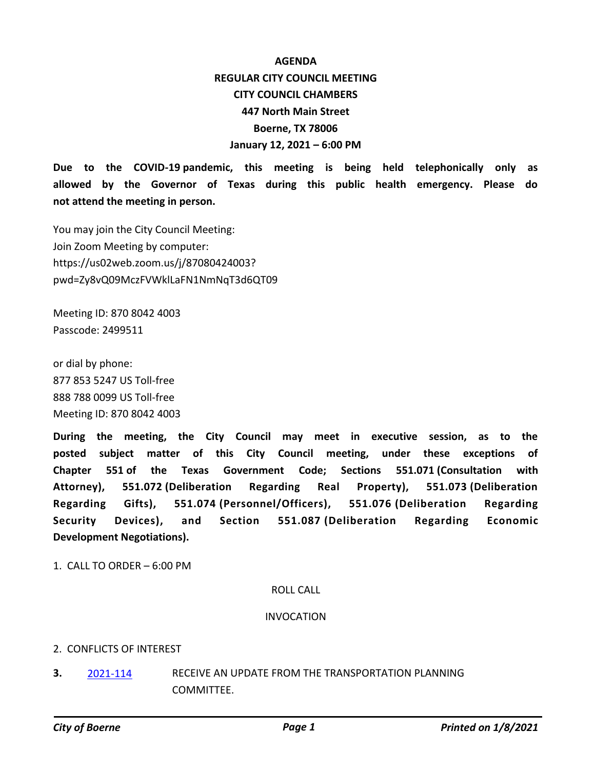# AGENDA
## REGULAR CITY COUNCIL MEETING
## CITY COUNCIL CHAMBERS
## 447 North Main Street
## Boerne, TX 78006
## January 12, 2021 – 6:00 PM

**Due to the COVID-19 pandemic, this meeting is being held telephonically only as allowed by the Governor of Texas during this public health emergency. Please do not attend the meeting in person.**

You may join the City Council Meeting:
Join Zoom Meeting by computer:
https://us02web.zoom.us/j/87080424003?pwd=Zy8vQ09MczFVWklLaFN1NmNqT3d6QT09

Meeting ID: 870 8042 4003
Passcode: 2499511

or dial by phone:
877 853 5247 US Toll-free
888 788 0099 US Toll-free
Meeting ID: 870 8042 4003

**During the meeting, the City Council may meet in executive session, as to the posted subject matter of this City Council meeting, under these exceptions of Chapter 551 of the Texas Government Code; Sections 551.071 (Consultation with Attorney), 551.072 (Deliberation Regarding Real Property), 551.073 (Deliberation Regarding Gifts), 551.074 (Personnel/Officers), 551.076 (Deliberation Regarding Security Devices), and Section 551.087 (Deliberation Regarding Economic Development Negotiations).**

1. CALL TO ORDER – 6:00 PM

ROLL CALL

INVOCATION

2. CONFLICTS OF INTEREST

**3.** [2021-114] RECEIVE AN UPDATE FROM THE TRANSPORTATION PLANNING COMMITTEE.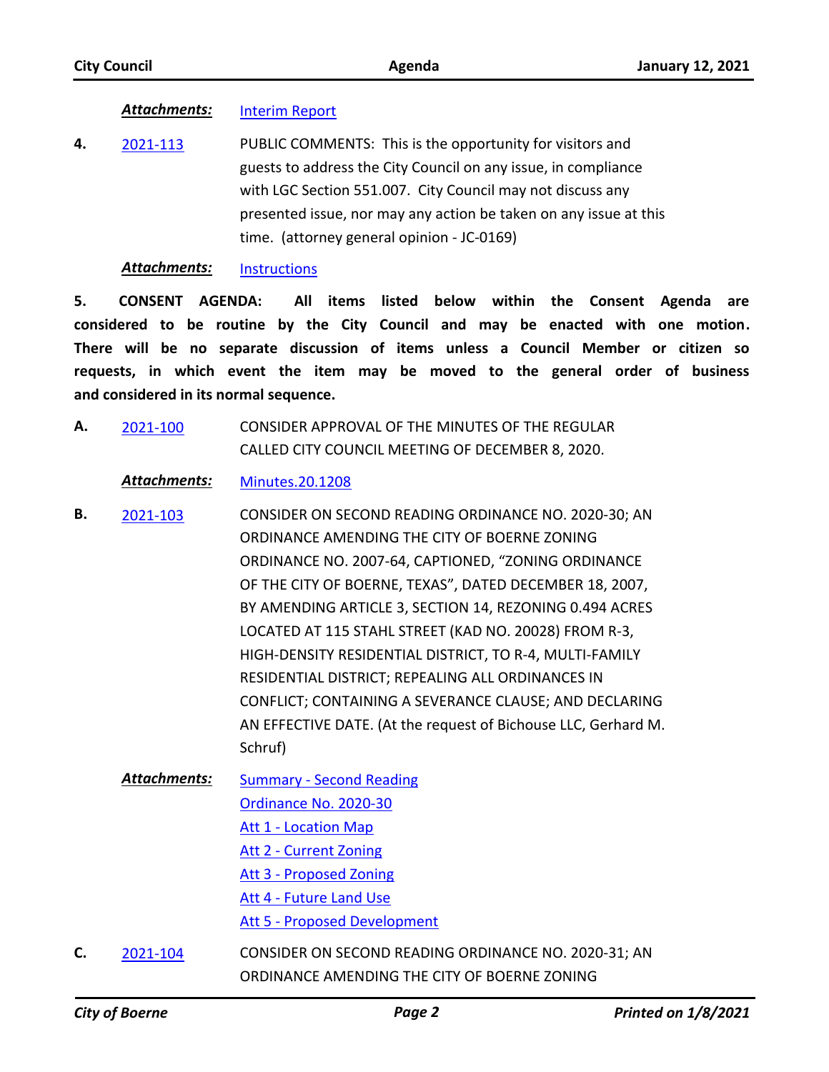***Attachments:*** Interim Report

**4.** 2021-113 PUBLIC COMMENTS: This is the opportunity for visitors and guests to address the City Council on any issue, in compliance with LGC Section 551.007. City Council may not discuss any presented issue, nor may any action be taken on any issue at this time. (attorney general opinion - JC-0169)

***Attachments:*** Instructions

**5. CONSENT AGENDA: All items listed below within the Consent Agenda are considered to be routine by the City Council and may be enacted with one motion. There will be no separate discussion of items unless a Council Member or citizen so requests, in which event the item may be moved to the general order of business and considered in its normal sequence.**

**A.** 2021-100 CONSIDER APPROVAL OF THE MINUTES OF THE REGULAR CALLED CITY COUNCIL MEETING OF DECEMBER 8, 2020.

***Attachments:*** Minutes.20.1208

**B.** 2021-103 CONSIDER ON SECOND READING ORDINANCE NO. 2020-30; AN ORDINANCE AMENDING THE CITY OF BOERNE ZONING ORDINANCE NO. 2007-64, CAPTIONED, "ZONING ORDINANCE OF THE CITY OF BOERNE, TEXAS", DATED DECEMBER 18, 2007, BY AMENDING ARTICLE 3, SECTION 14, REZONING 0.494 ACRES LOCATED AT 115 STAHL STREET (KAD NO. 20028) FROM R-3, HIGH-DENSITY RESIDENTIAL DISTRICT, TO R-4, MULTI-FAMILY RESIDENTIAL DISTRICT; REPEALING ALL ORDINANCES IN CONFLICT; CONTAINING A SEVERANCE CLAUSE; AND DECLARING AN EFFECTIVE DATE. (At the request of Bichouse LLC, Gerhard M. Schruf)

***Attachments:*** Summary - Second Reading
Ordinance No. 2020-30
Att 1 - Location Map
Att 2 - Current Zoning
Att 3 - Proposed Zoning
Att 4 - Future Land Use
Att 5 - Proposed Development

**C.** 2021-104 CONSIDER ON SECOND READING ORDINANCE NO. 2020-31; AN ORDINANCE AMENDING THE CITY OF BOERNE ZONING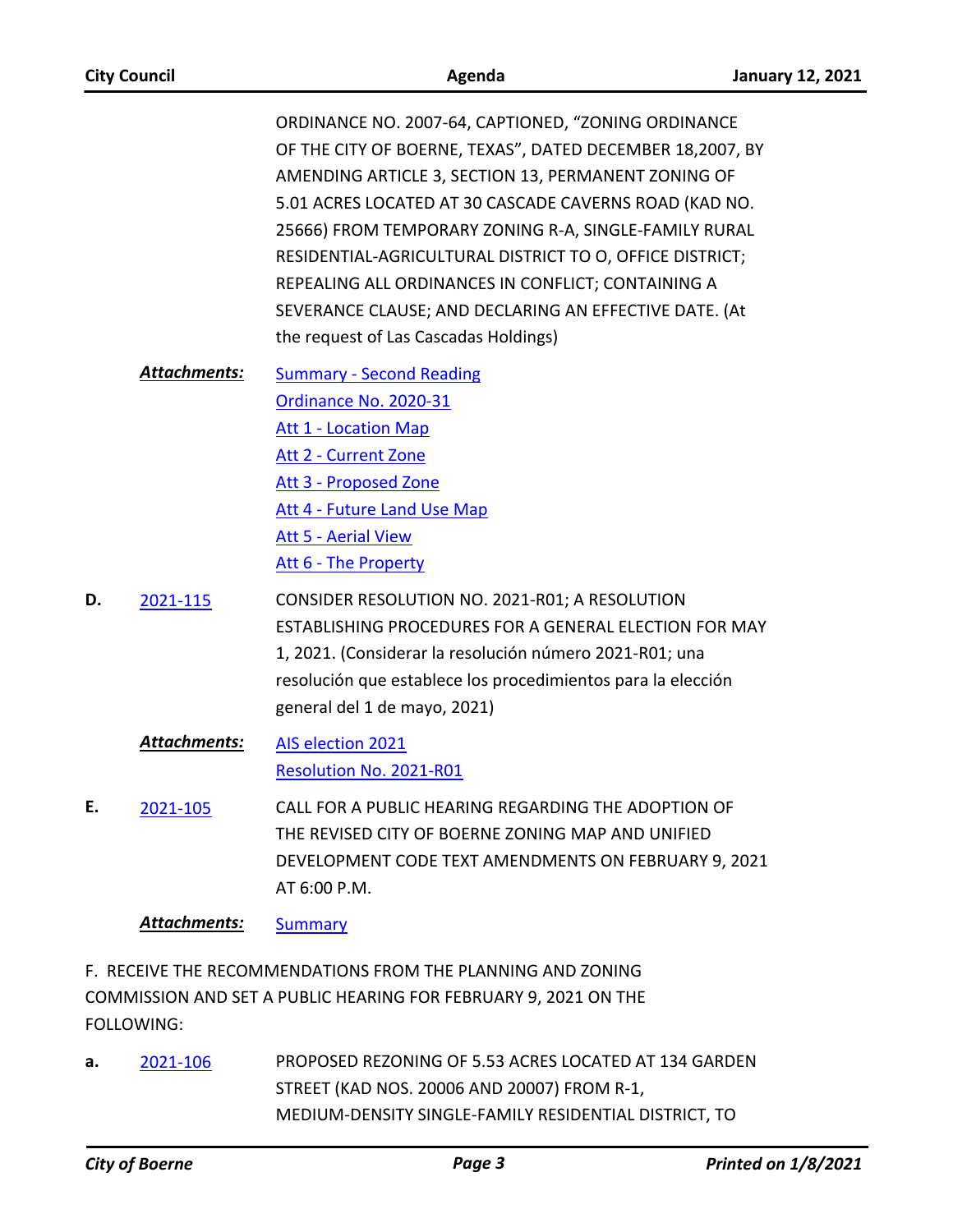ORDINANCE NO. 2007-64, CAPTIONED, "ZONING ORDINANCE OF THE CITY OF BOERNE, TEXAS", DATED DECEMBER 18,2007, BY AMENDING ARTICLE 3, SECTION 13, PERMANENT ZONING OF 5.01 ACRES LOCATED AT 30 CASCADE CAVERNS ROAD (KAD NO. 25666) FROM TEMPORARY ZONING R-A, SINGLE-FAMILY RURAL RESIDENTIAL-AGRICULTURAL DISTRICT TO O, OFFICE DISTRICT; REPEALING ALL ORDINANCES IN CONFLICT; CONTAINING A SEVERANCE CLAUSE; AND DECLARING AN EFFECTIVE DATE. (At the request of Las Cascadas Holdings)

***Attachments:*** Summary - Second Reading
Ordinance No. 2020-31
Att 1 - Location Map
Att 2 - Current Zone
Att 3 - Proposed Zone
Att 4 - Future Land Use Map
Att 5 - Aerial View
Att 6 - The Property

**D.** 2021-115 CONSIDER RESOLUTION NO. 2021-R01; A RESOLUTION ESTABLISHING PROCEDURES FOR A GENERAL ELECTION FOR MAY 1, 2021. (Considerar la resolución número 2021-R01; una resolución que establece los procedimientos para la elección general del 1 de mayo, 2021)

***Attachments:*** AIS election 2021
Resolution No. 2021-R01

**E.** 2021-105 CALL FOR A PUBLIC HEARING REGARDING THE ADOPTION OF THE REVISED CITY OF BOERNE ZONING MAP AND UNIFIED DEVELOPMENT CODE TEXT AMENDMENTS ON FEBRUARY 9, 2021 AT 6:00 P.M.

***Attachments:*** Summary

F. RECEIVE THE RECOMMENDATIONS FROM THE PLANNING AND ZONING COMMISSION AND SET A PUBLIC HEARING FOR FEBRUARY 9, 2021 ON THE FOLLOWING:

**a.** 2021-106 PROPOSED REZONING OF 5.53 ACRES LOCATED AT 134 GARDEN STREET (KAD NOS. 20006 AND 20007) FROM R-1, MEDIUM-DENSITY SINGLE-FAMILY RESIDENTIAL DISTRICT, TO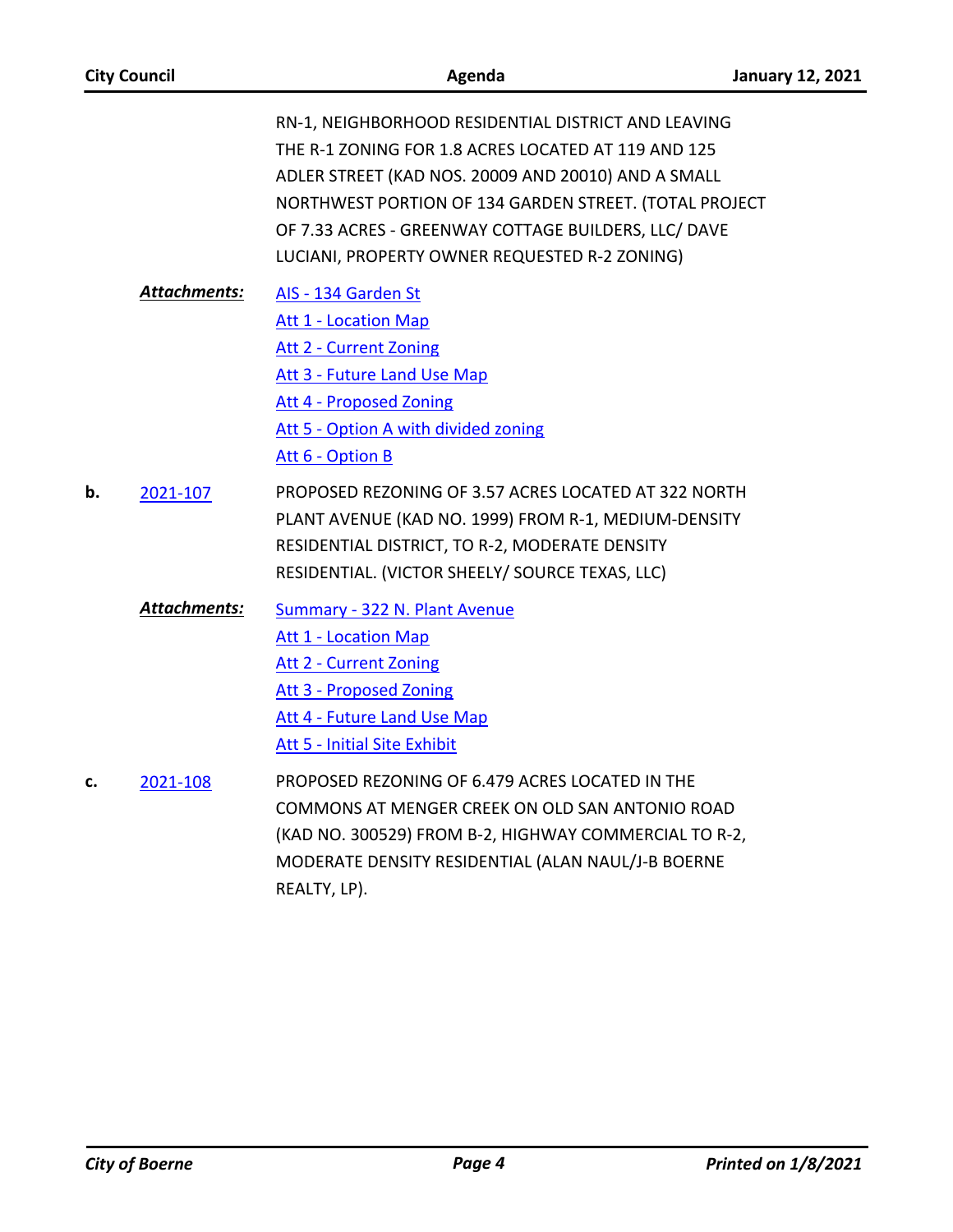RN-1, NEIGHBORHOOD RESIDENTIAL DISTRICT AND LEAVING THE R-1 ZONING FOR 1.8 ACRES LOCATED AT 119 AND 125 ADLER STREET (KAD NOS. 20009 AND 20010) AND A SMALL NORTHWEST PORTION OF 134 GARDEN STREET. (TOTAL PROJECT OF 7.33 ACRES - GREENWAY COTTAGE BUILDERS, LLC/ DAVE LUCIANI, PROPERTY OWNER REQUESTED R-2 ZONING)

***Attachments:***
AIS - 134 Garden St
Att 1 - Location Map
Att 2 - Current Zoning
Att 3 - Future Land Use Map
Att 4 - Proposed Zoning
Att 5 - Option A with divided zoning
Att 6 - Option B

**b.** 2021-107 PROPOSED REZONING OF 3.57 ACRES LOCATED AT 322 NORTH PLANT AVENUE (KAD NO. 1999) FROM R-1, MEDIUM-DENSITY RESIDENTIAL DISTRICT, TO R-2, MODERATE DENSITY RESIDENTIAL. (VICTOR SHEELY/ SOURCE TEXAS, LLC)

***Attachments:***
Summary - 322 N. Plant Avenue
Att 1 - Location Map
Att 2 - Current Zoning
Att 3 - Proposed Zoning
Att 4 - Future Land Use Map
Att 5 - Initial Site Exhibit

**c.** 2021-108 PROPOSED REZONING OF 6.479 ACRES LOCATED IN THE COMMONS AT MENGER CREEK ON OLD SAN ANTONIO ROAD (KAD NO. 300529) FROM B-2, HIGHWAY COMMERCIAL TO R-2, MODERATE DENSITY RESIDENTIAL (ALAN NAUL/J-B BOERNE REALTY, LP).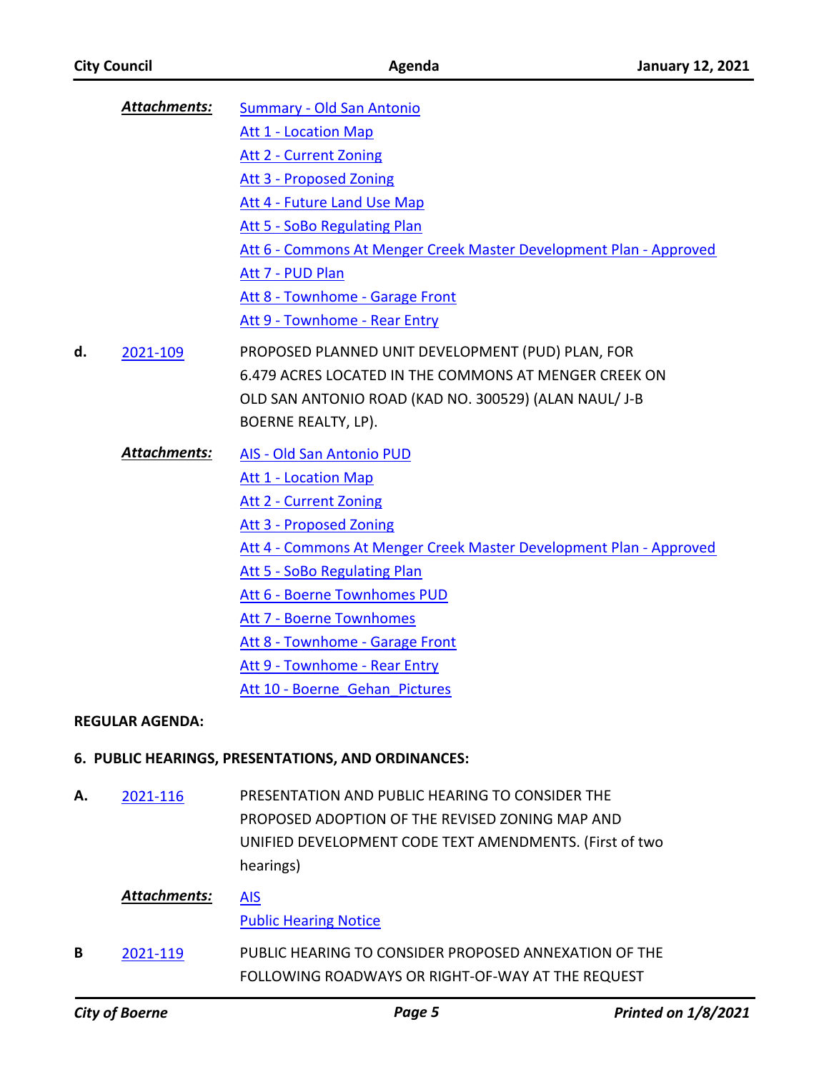***Attachments:***

- Summary - Old San Antonio
- Att 1 - Location Map
- Att 2 - Current Zoning
- Att 3 - Proposed Zoning
- Att 4 - Future Land Use Map
- Att 5 - SoBo Regulating Plan
- Att 6 - Commons At Menger Creek Master Development Plan - Approved
- Att 7 - PUD Plan
- Att 8 - Townhome - Garage Front
- Att 9 - Townhome - Rear Entry

**d.** 2021-109 PROPOSED PLANNED UNIT DEVELOPMENT (PUD) PLAN, FOR 6.479 ACRES LOCATED IN THE COMMONS AT MENGER CREEK ON OLD SAN ANTONIO ROAD (KAD NO. 300529) (ALAN NAUL/ J-B BOERNE REALTY, LP).

***Attachments:***

- AIS - Old San Antonio PUD
- Att 1 - Location Map
- Att 2 - Current Zoning
- Att 3 - Proposed Zoning
- Att 4 - Commons At Menger Creek Master Development Plan - Approved
- Att 5 - SoBo Regulating Plan
- Att 6 - Boerne Townhomes PUD
- Att 7 - Boerne Townhomes
- Att 8 - Townhome - Garage Front
- Att 9 - Townhome - Rear Entry
- Att 10 - Boerne_Gehan_Pictures

**REGULAR AGENDA:**

**6. PUBLIC HEARINGS, PRESENTATIONS, AND ORDINANCES:**

**A.** 2021-116 PRESENTATION AND PUBLIC HEARING TO CONSIDER THE PROPOSED ADOPTION OF THE REVISED ZONING MAP AND UNIFIED DEVELOPMENT CODE TEXT AMENDMENTS. (First of two hearings)

***Attachments:***

- AIS
- Public Hearing Notice

**B** 2021-119 PUBLIC HEARING TO CONSIDER PROPOSED ANNEXATION OF THE FOLLOWING ROADWAYS OR RIGHT-OF-WAY AT THE REQUEST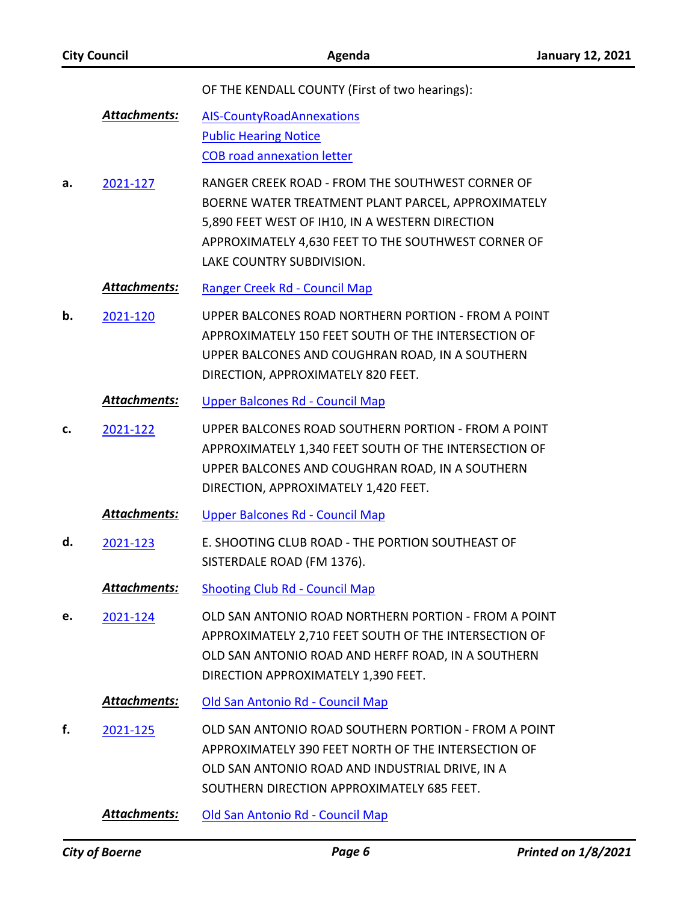OF THE KENDALL COUNTY (First of two hearings):

***Attachments:*** AIS-CountyRoadAnnexations
Public Hearing Notice
COB road annexation letter

**a.** 2021-127 RANGER CREEK ROAD - FROM THE SOUTHWEST CORNER OF BOERNE WATER TREATMENT PLANT PARCEL, APPROXIMATELY 5,890 FEET WEST OF IH10, IN A WESTERN DIRECTION APPROXIMATELY 4,630 FEET TO THE SOUTHWEST CORNER OF LAKE COUNTRY SUBDIVISION.

***Attachments:*** Ranger Creek Rd - Council Map

**b.** 2021-120 UPPER BALCONES ROAD NORTHERN PORTION - FROM A POINT APPROXIMATELY 150 FEET SOUTH OF THE INTERSECTION OF UPPER BALCONES AND COUGHRAN ROAD, IN A SOUTHERN DIRECTION, APPROXIMATELY 820 FEET.

***Attachments:*** Upper Balcones Rd - Council Map

**c.** 2021-122 UPPER BALCONES ROAD SOUTHERN PORTION - FROM A POINT APPROXIMATELY 1,340 FEET SOUTH OF THE INTERSECTION OF UPPER BALCONES AND COUGHRAN ROAD, IN A SOUTHERN DIRECTION, APPROXIMATELY 1,420 FEET.

***Attachments:*** Upper Balcones Rd - Council Map

**d.** 2021-123 E. SHOOTING CLUB ROAD - THE PORTION SOUTHEAST OF SISTERDALE ROAD (FM 1376).

***Attachments:*** Shooting Club Rd - Council Map

**e.** 2021-124 OLD SAN ANTONIO ROAD NORTHERN PORTION - FROM A POINT APPROXIMATELY 2,710 FEET SOUTH OF THE INTERSECTION OF OLD SAN ANTONIO ROAD AND HERFF ROAD, IN A SOUTHERN DIRECTION APPROXIMATELY 1,390 FEET.

***Attachments:*** Old San Antonio Rd - Council Map

**f.** 2021-125 OLD SAN ANTONIO ROAD SOUTHERN PORTION - FROM A POINT APPROXIMATELY 390 FEET NORTH OF THE INTERSECTION OF OLD SAN ANTONIO ROAD AND INDUSTRIAL DRIVE, IN A SOUTHERN DIRECTION APPROXIMATELY 685 FEET.

***Attachments:*** Old San Antonio Rd - Council Map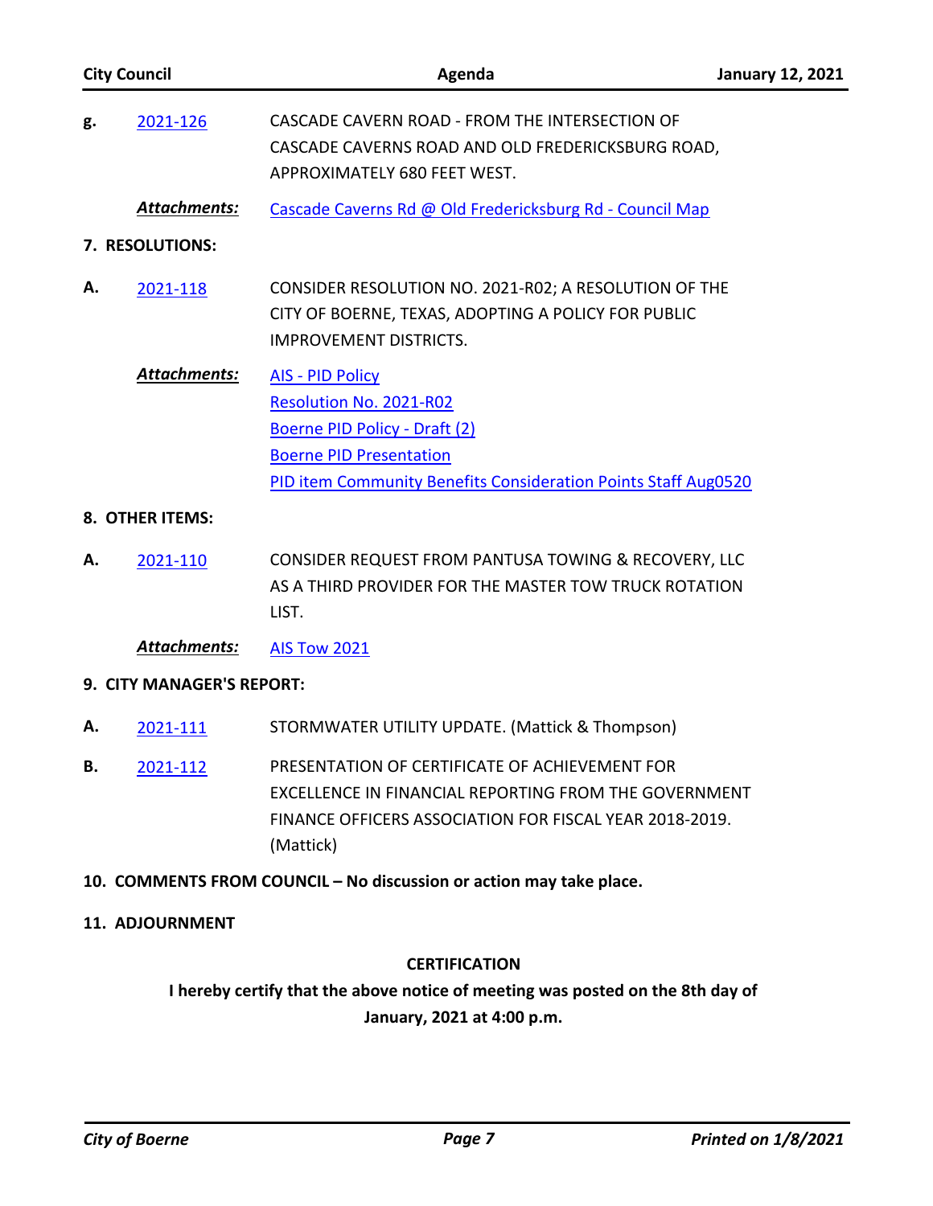**g.** 2021-126 CASCADE CAVERN ROAD - FROM THE INTERSECTION OF CASCADE CAVERNS ROAD AND OLD FREDERICKSBURG ROAD, APPROXIMATELY 680 FEET WEST.

***Attachments:*** Cascade Caverns Rd @ Old Fredericksburg Rd - Council Map

**7. RESOLUTIONS:**

**A.** 2021-118 CONSIDER RESOLUTION NO. 2021-R02; A RESOLUTION OF THE CITY OF BOERNE, TEXAS, ADOPTING A POLICY FOR PUBLIC IMPROVEMENT DISTRICTS.

***Attachments:*** AIS - PID Policy
Resolution No. 2021-R02
Boerne PID Policy - Draft (2)
Boerne PID Presentation
PID item Community Benefits Consideration Points Staff Aug0520

**8. OTHER ITEMS:**

**A.** 2021-110 CONSIDER REQUEST FROM PANTUSA TOWING & RECOVERY, LLC AS A THIRD PROVIDER FOR THE MASTER TOW TRUCK ROTATION LIST.

***Attachments:*** AIS Tow 2021

**9. CITY MANAGER'S REPORT:**

**A.** 2021-111 STORMWATER UTILITY UPDATE. (Mattick & Thompson)

**B.** 2021-112 PRESENTATION OF CERTIFICATE OF ACHIEVEMENT FOR EXCELLENCE IN FINANCIAL REPORTING FROM THE GOVERNMENT FINANCE OFFICERS ASSOCIATION FOR FISCAL YEAR 2018-2019. (Mattick)

**10. COMMENTS FROM COUNCIL – No discussion or action may take place.**

**11. ADJOURNMENT**

**CERTIFICATION**

**I hereby certify that the above notice of meeting was posted on the 8th day of January, 2021 at 4:00 p.m.**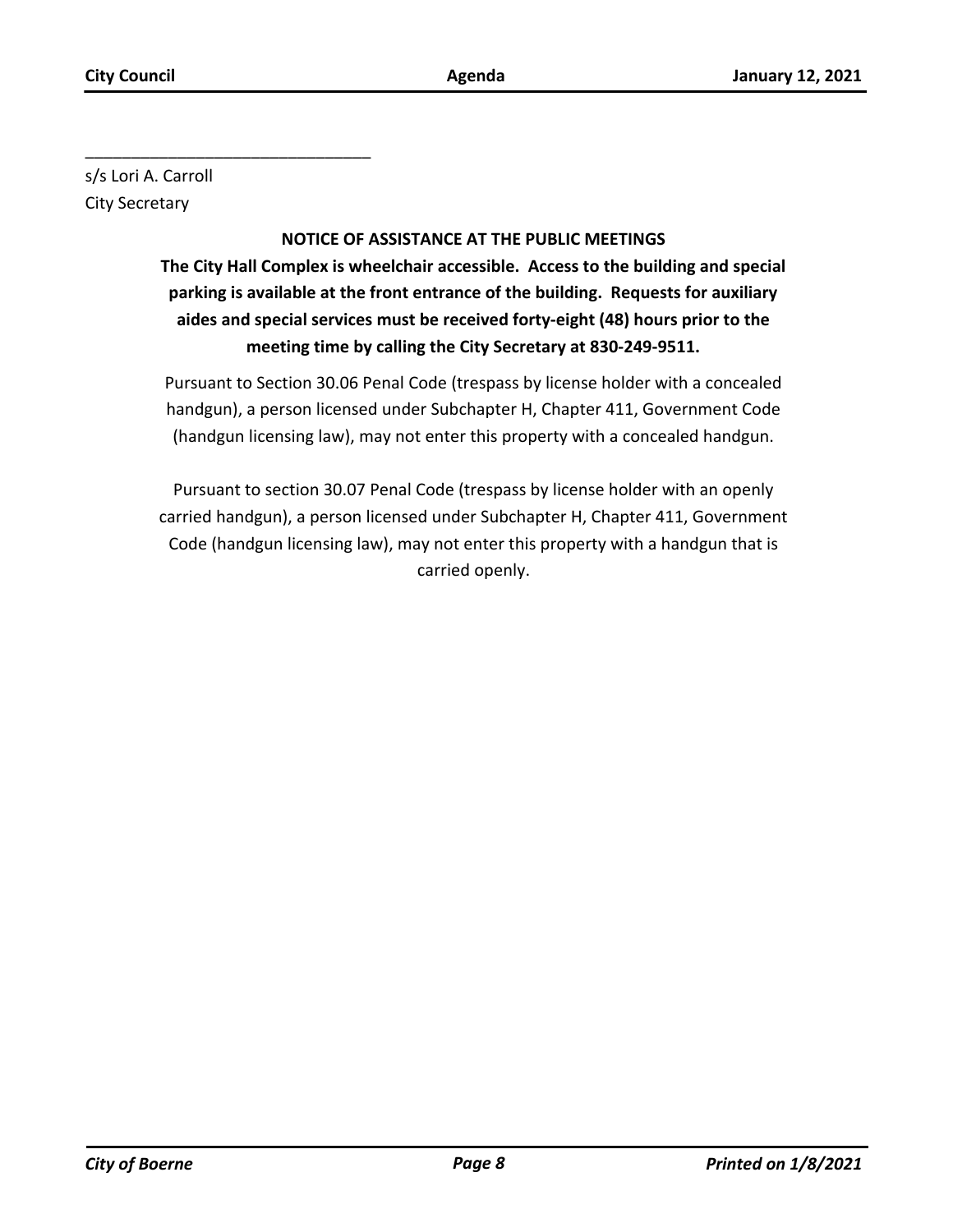________________________________

s/s Lori A. Carroll
City Secretary

**NOTICE OF ASSISTANCE AT THE PUBLIC MEETINGS**

**The City Hall Complex is wheelchair accessible. Access to the building and special parking is available at the front entrance of the building. Requests for auxiliary aides and special services must be received forty-eight (48) hours prior to the meeting time by calling the City Secretary at 830-249-9511.**

Pursuant to Section 30.06 Penal Code (trespass by license holder with a concealed handgun), a person licensed under Subchapter H, Chapter 411, Government Code (handgun licensing law), may not enter this property with a concealed handgun.

Pursuant to section 30.07 Penal Code (trespass by license holder with an openly carried handgun), a person licensed under Subchapter H, Chapter 411, Government Code (handgun licensing law), may not enter this property with a handgun that is carried openly.